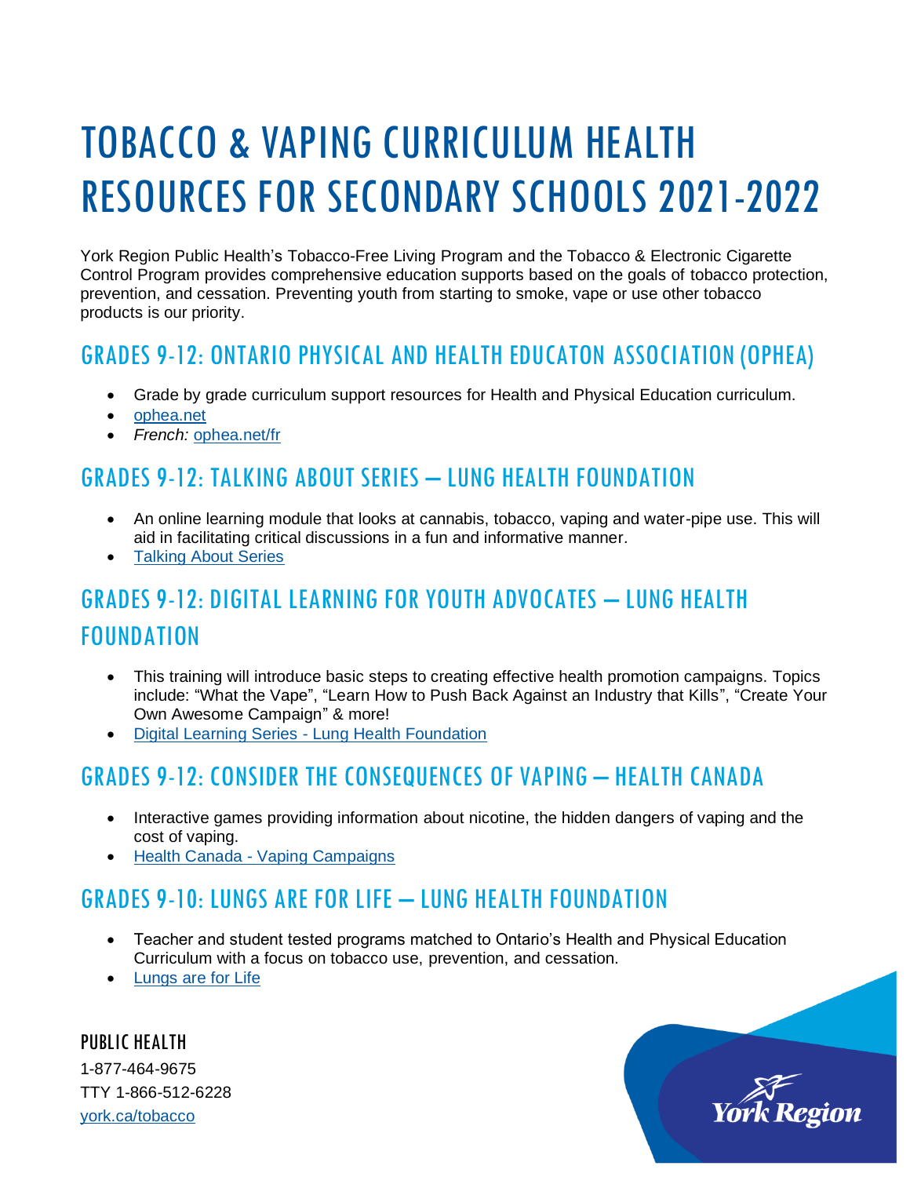# TOBACCO & VAPING CURRICULUM HEALTH RESOURCES FOR SECONDARY SCHOOLS 2021-2022

York Region Public Health's Tobacco-Free Living Program and the Tobacco & Electronic Cigarette Control Program provides comprehensive education supports based on the goals of tobacco protection, prevention, and cessation. Preventing youth from starting to smoke, vape or use other tobacco products is our priority.

## GRADES 9-12: ONTARIO PHYSICAL AND HEALTH EDUCATON ASSOCIATION (OPHEA)

- Grade by grade curriculum support resources for Health and Physical Education curriculum.
- ophea.net
- *French:* ophea.net/fr

## GRADES 9-12: TALKING ABOUT SERIES – LUNG HEALTH FOUNDATION

- An online learning module that looks at cannabis, tobacco, vaping and water-pipe use. This will aid in facilitating critical discussions in a fun and informative manner.
- Talking About Series

## GRADES 9-12: DIGITAL LEARNING FOR YOUTH ADVOCATES – LUNG HEALTH FOUNDATION

- This training will introduce basic steps to creating effective health promotion campaigns. Topics include: "What the Vape", "Learn How to Push Back Against an Industry that Kills", "Create Your Own Awesome Campaign" & more!
- Digital Learning Series - Lung Health Foundation

## GRADES 9-12: CONSIDER THE CONSEQUENCES OF VAPING – HEALTH CANADA

- Interactive games providing information about nicotine, the hidden dangers of vaping and the cost of vaping.
- Health Canada - Vaping Campaigns

## GRADES 9-10: LUNGS ARE FOR LIFE – LUNG HEALTH FOUNDATION

- Teacher and student tested programs matched to Ontario's Health and Physical Education Curriculum with a focus on tobacco use, prevention, and cessation.
- Lungs are for Life

**PUBLIC HEALTH**
1-877-464-9675
TTY 1-866-512-6228
york.ca/tobacco

York Region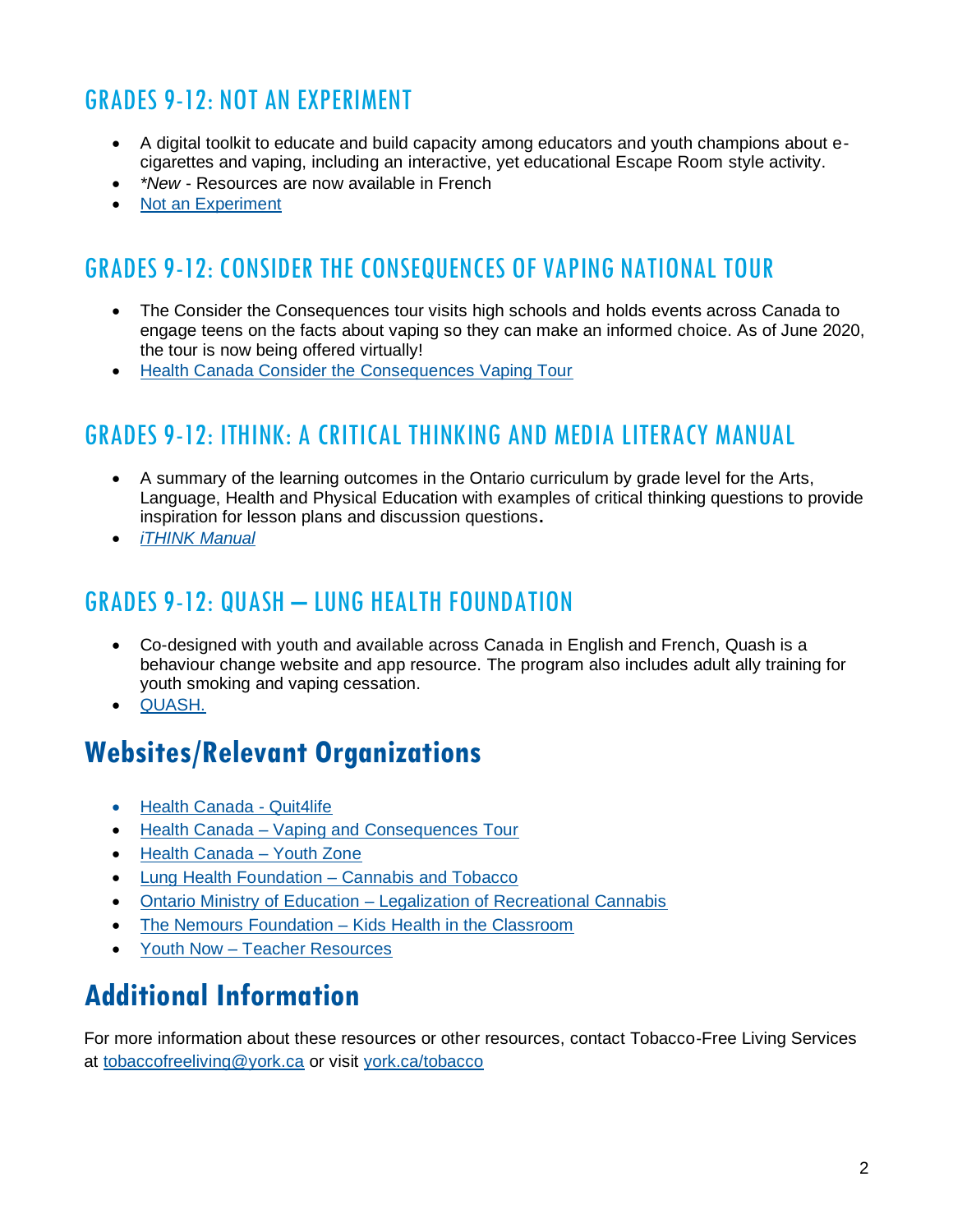## GRADES 9-12: NOT AN EXPERIMENT

- A digital toolkit to educate and build capacity among educators and youth champions about e-cigarettes and vaping, including an interactive, yet educational Escape Room style activity.
- *New* - Resources are now available in French
- [Not an Experiment]

## GRADES 9-12: CONSIDER THE CONSEQUENCES OF VAPING NATIONAL TOUR

- The Consider the Consequences tour visits high schools and holds events across Canada to engage teens on the facts about vaping so they can make an informed choice. As of June 2020, the tour is now being offered virtually!
- [Health Canada Consider the Consequences Vaping Tour]

## GRADES 9-12: ITHINK: A CRITICAL THINKING AND MEDIA LITERACY MANUAL

- A summary of the learning outcomes in the Ontario curriculum by grade level for the Arts, Language, Health and Physical Education with examples of critical thinking questions to provide inspiration for lesson plans and discussion questions.
- *iTHINK Manual*

## GRADES 9-12: QUASH – LUNG HEALTH FOUNDATION

- Co-designed with youth and available across Canada in English and French, Quash is a behaviour change website and app resource. The program also includes adult ally training for youth smoking and vaping cessation.
- QUASH.

# Websites/Relevant Organizations

- Health Canada - Quit4life
- Health Canada – Vaping and Consequences Tour
- Health Canada – Youth Zone
- Lung Health Foundation – Cannabis and Tobacco
- Ontario Ministry of Education – Legalization of Recreational Cannabis
- The Nemours Foundation – Kids Health in the Classroom
- Youth Now – Teacher Resources

# Additional Information

For more information about these resources or other resources, contact Tobacco-Free Living Services at tobaccofreeliving@york.ca or visit york.ca/tobacco